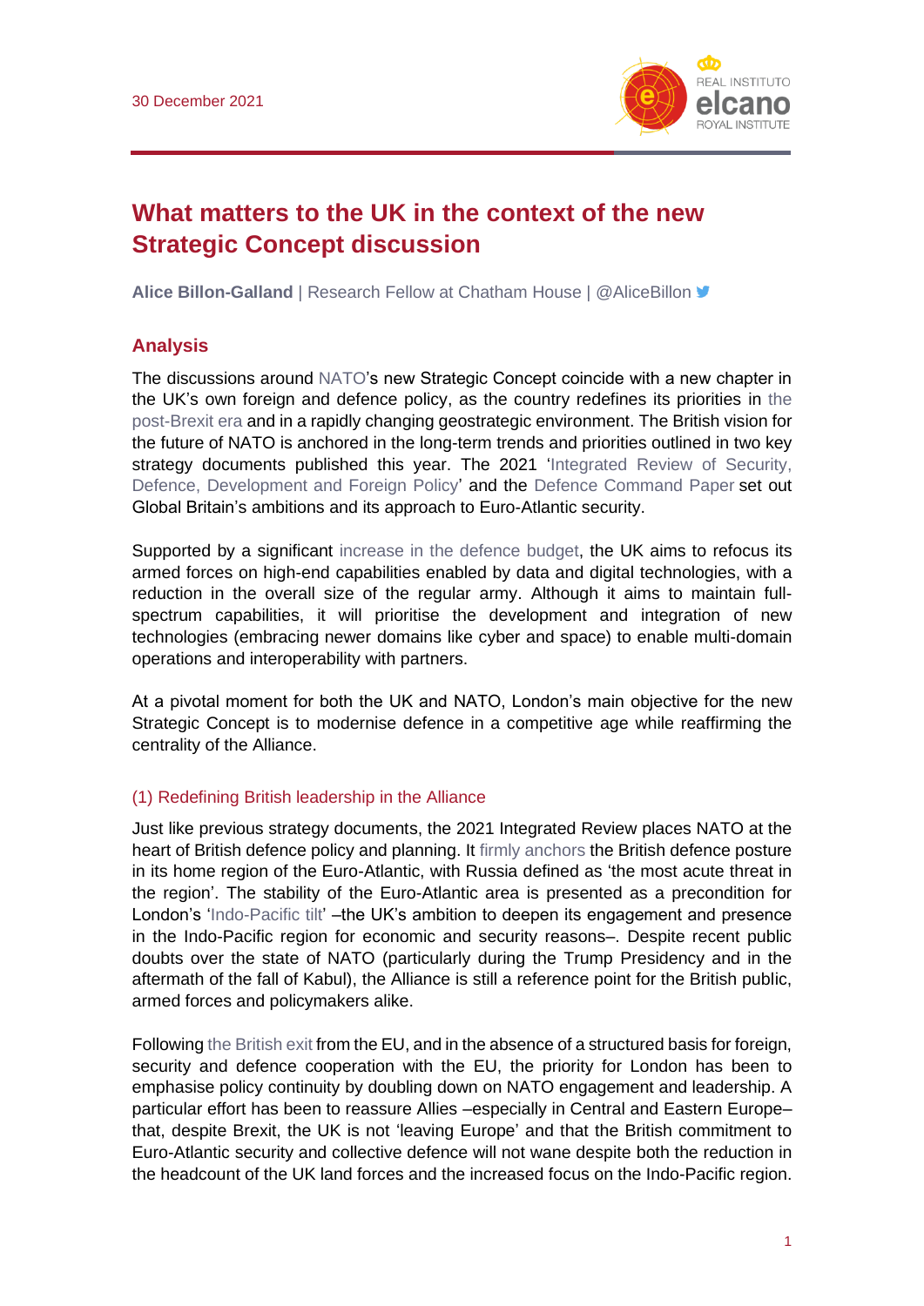30 December 2021

# What matters to the UK in the context of the new Strategic Concept discussion

**Alice Billon-Galland** | Research Fellow at Chatham House | @AliceBillon

## Analysis

The discussions around NATO's new Strategic Concept coincide with a new chapter in the UK's own foreign and defence policy, as the country redefines its priorities in the post-Brexit era and in a rapidly changing geostrategic environment. The British vision for the future of NATO is anchored in the long-term trends and priorities outlined in two key strategy documents published this year. The 2021 'Integrated Review of Security, Defence, Development and Foreign Policy' and the Defence Command Paper set out Global Britain's ambitions and its approach to Euro-Atlantic security.

Supported by a significant increase in the defence budget, the UK aims to refocus its armed forces on high-end capabilities enabled by data and digital technologies, with a reduction in the overall size of the regular army. Although it aims to maintain full-spectrum capabilities, it will prioritise the development and integration of new technologies (embracing newer domains like cyber and space) to enable multi-domain operations and interoperability with partners.

At a pivotal moment for both the UK and NATO, London's main objective for the new Strategic Concept is to modernise defence in a competitive age while reaffirming the centrality of the Alliance.

### (1) Redefining British leadership in the Alliance

Just like previous strategy documents, the 2021 Integrated Review places NATO at the heart of British defence policy and planning. It firmly anchors the British defence posture in its home region of the Euro-Atlantic, with Russia defined as 'the most acute threat in the region'. The stability of the Euro-Atlantic area is presented as a precondition for London's 'Indo-Pacific tilt' –the UK's ambition to deepen its engagement and presence in the Indo-Pacific region for economic and security reasons–. Despite recent public doubts over the state of NATO (particularly during the Trump Presidency and in the aftermath of the fall of Kabul), the Alliance is still a reference point for the British public, armed forces and policymakers alike.

Following the British exit from the EU, and in the absence of a structured basis for foreign, security and defence cooperation with the EU, the priority for London has been to emphasise policy continuity by doubling down on NATO engagement and leadership. A particular effort has been to reassure Allies –especially in Central and Eastern Europe– that, despite Brexit, the UK is not 'leaving Europe' and that the British commitment to Euro-Atlantic security and collective defence will not wane despite both the reduction in the headcount of the UK land forces and the increased focus on the Indo-Pacific region.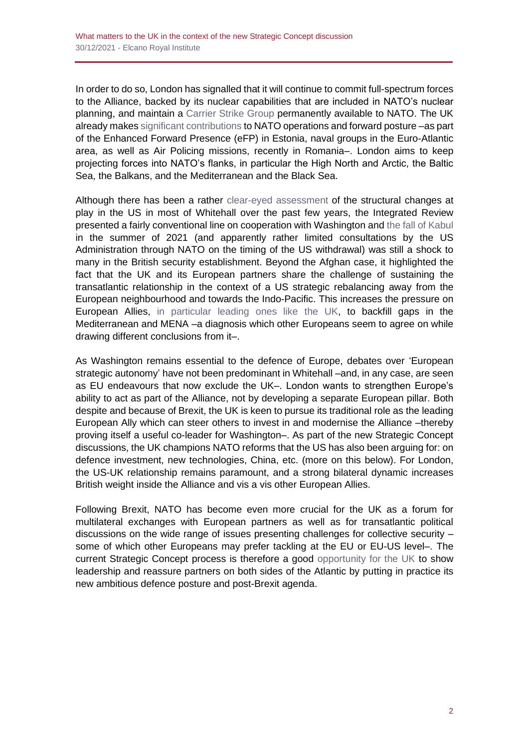In order to do so, London has signalled that it will continue to commit full-spectrum forces to the Alliance, backed by its nuclear capabilities that are included in NATO's nuclear planning, and maintain a Carrier Strike Group permanently available to NATO. The UK already makes significant contributions to NATO operations and forward posture –as part of the Enhanced Forward Presence (eFP) in Estonia, naval groups in the Euro-Atlantic area, as well as Air Policing missions, recently in Romania–. London aims to keep projecting forces into NATO's flanks, in particular the High North and Arctic, the Baltic Sea, the Balkans, and the Mediterranean and the Black Sea.

Although there has been a rather clear-eyed assessment of the structural changes at play in the US in most of Whitehall over the past few years, the Integrated Review presented a fairly conventional line on cooperation with Washington and the fall of Kabul in the summer of 2021 (and apparently rather limited consultations by the US Administration through NATO on the timing of the US withdrawal) was still a shock to many in the British security establishment. Beyond the Afghan case, it highlighted the fact that the UK and its European partners share the challenge of sustaining the transatlantic relationship in the context of a US strategic rebalancing away from the European neighbourhood and towards the Indo-Pacific. This increases the pressure on European Allies, in particular leading ones like the UK, to backfill gaps in the Mediterranean and MENA –a diagnosis which other Europeans seem to agree on while drawing different conclusions from it–.

As Washington remains essential to the defence of Europe, debates over 'European strategic autonomy' have not been predominant in Whitehall –and, in any case, are seen as EU endeavours that now exclude the UK–. London wants to strengthen Europe's ability to act as part of the Alliance, not by developing a separate European pillar. Both despite and because of Brexit, the UK is keen to pursue its traditional role as the leading European Ally which can steer others to invest in and modernise the Alliance –thereby proving itself a useful co-leader for Washington–. As part of the new Strategic Concept discussions, the UK champions NATO reforms that the US has also been arguing for: on defence investment, new technologies, China, etc. (more on this below). For London, the US-UK relationship remains paramount, and a strong bilateral dynamic increases British weight inside the Alliance and vis a vis other European Allies.

Following Brexit, NATO has become even more crucial for the UK as a forum for multilateral exchanges with European partners as well as for transatlantic political discussions on the wide range of issues presenting challenges for collective security – some of which other Europeans may prefer tackling at the EU or EU-US level–. The current Strategic Concept process is therefore a good opportunity for the UK to show leadership and reassure partners on both sides of the Atlantic by putting in practice its new ambitious defence posture and post-Brexit agenda.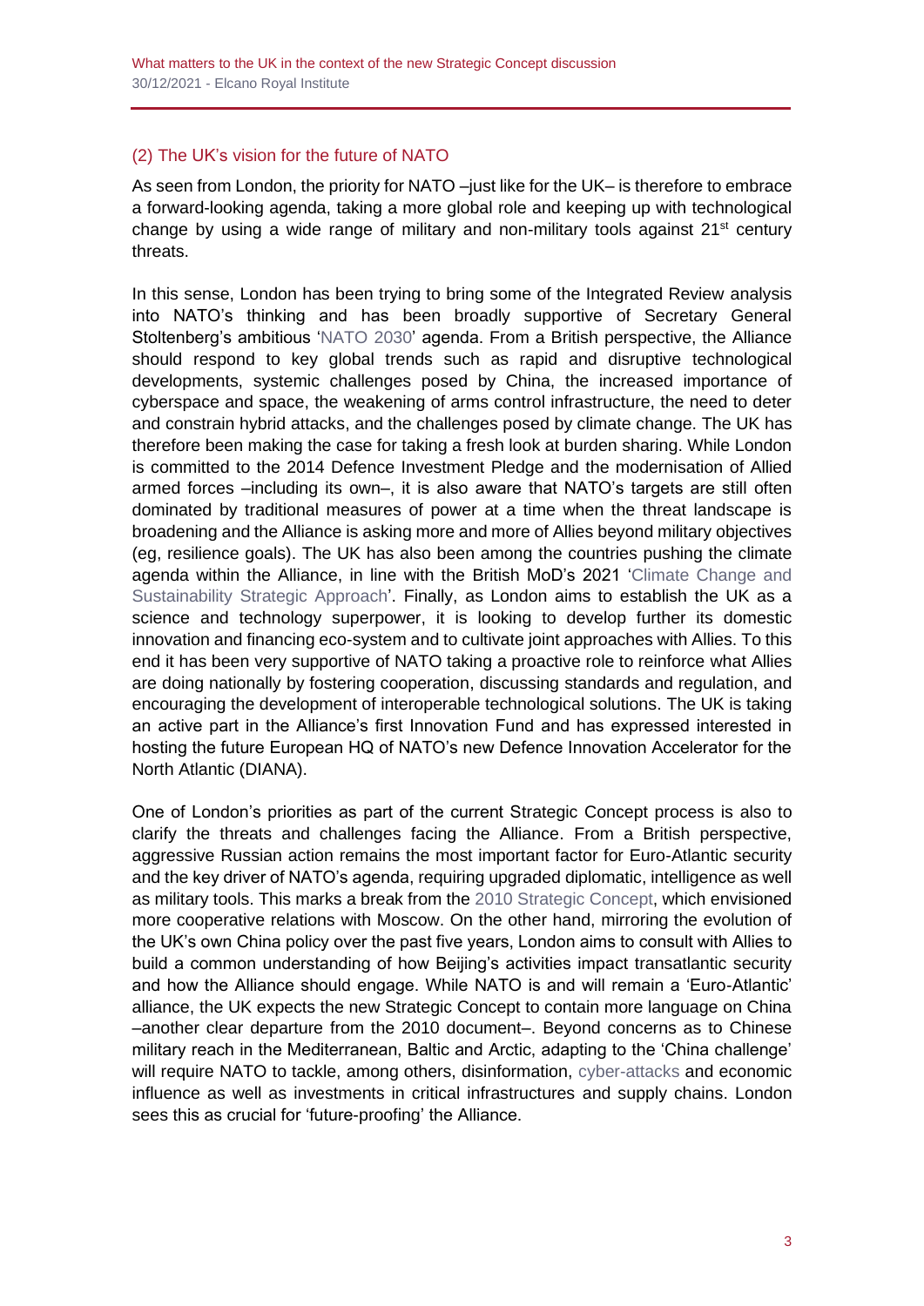## (2) The UK's vision for the future of NATO

As seen from London, the priority for NATO –just like for the UK– is therefore to embrace a forward-looking agenda, taking a more global role and keeping up with technological change by using a wide range of military and non-military tools against 21st century threats.

In this sense, London has been trying to bring some of the Integrated Review analysis into NATO's thinking and has been broadly supportive of Secretary General Stoltenberg's ambitious 'NATO 2030' agenda. From a British perspective, the Alliance should respond to key global trends such as rapid and disruptive technological developments, systemic challenges posed by China, the increased importance of cyberspace and space, the weakening of arms control infrastructure, the need to deter and constrain hybrid attacks, and the challenges posed by climate change. The UK has therefore been making the case for taking a fresh look at burden sharing. While London is committed to the 2014 Defence Investment Pledge and the modernisation of Allied armed forces –including its own–, it is also aware that NATO's targets are still often dominated by traditional measures of power at a time when the threat landscape is broadening and the Alliance is asking more and more of Allies beyond military objectives (eg, resilience goals). The UK has also been among the countries pushing the climate agenda within the Alliance, in line with the British MoD's 2021 'Climate Change and Sustainability Strategic Approach'. Finally, as London aims to establish the UK as a science and technology superpower, it is looking to develop further its domestic innovation and financing eco-system and to cultivate joint approaches with Allies. To this end it has been very supportive of NATO taking a proactive role to reinforce what Allies are doing nationally by fostering cooperation, discussing standards and regulation, and encouraging the development of interoperable technological solutions. The UK is taking an active part in the Alliance's first Innovation Fund and has expressed interested in hosting the future European HQ of NATO's new Defence Innovation Accelerator for the North Atlantic (DIANA).

One of London's priorities as part of the current Strategic Concept process is also to clarify the threats and challenges facing the Alliance. From a British perspective, aggressive Russian action remains the most important factor for Euro-Atlantic security and the key driver of NATO's agenda, requiring upgraded diplomatic, intelligence as well as military tools. This marks a break from the 2010 Strategic Concept, which envisioned more cooperative relations with Moscow. On the other hand, mirroring the evolution of the UK's own China policy over the past five years, London aims to consult with Allies to build a common understanding of how Beijing's activities impact transatlantic security and how the Alliance should engage. While NATO is and will remain a 'Euro-Atlantic' alliance, the UK expects the new Strategic Concept to contain more language on China –another clear departure from the 2010 document–. Beyond concerns as to Chinese military reach in the Mediterranean, Baltic and Arctic, adapting to the 'China challenge' will require NATO to tackle, among others, disinformation, cyber-attacks and economic influence as well as investments in critical infrastructures and supply chains. London sees this as crucial for 'future-proofing' the Alliance.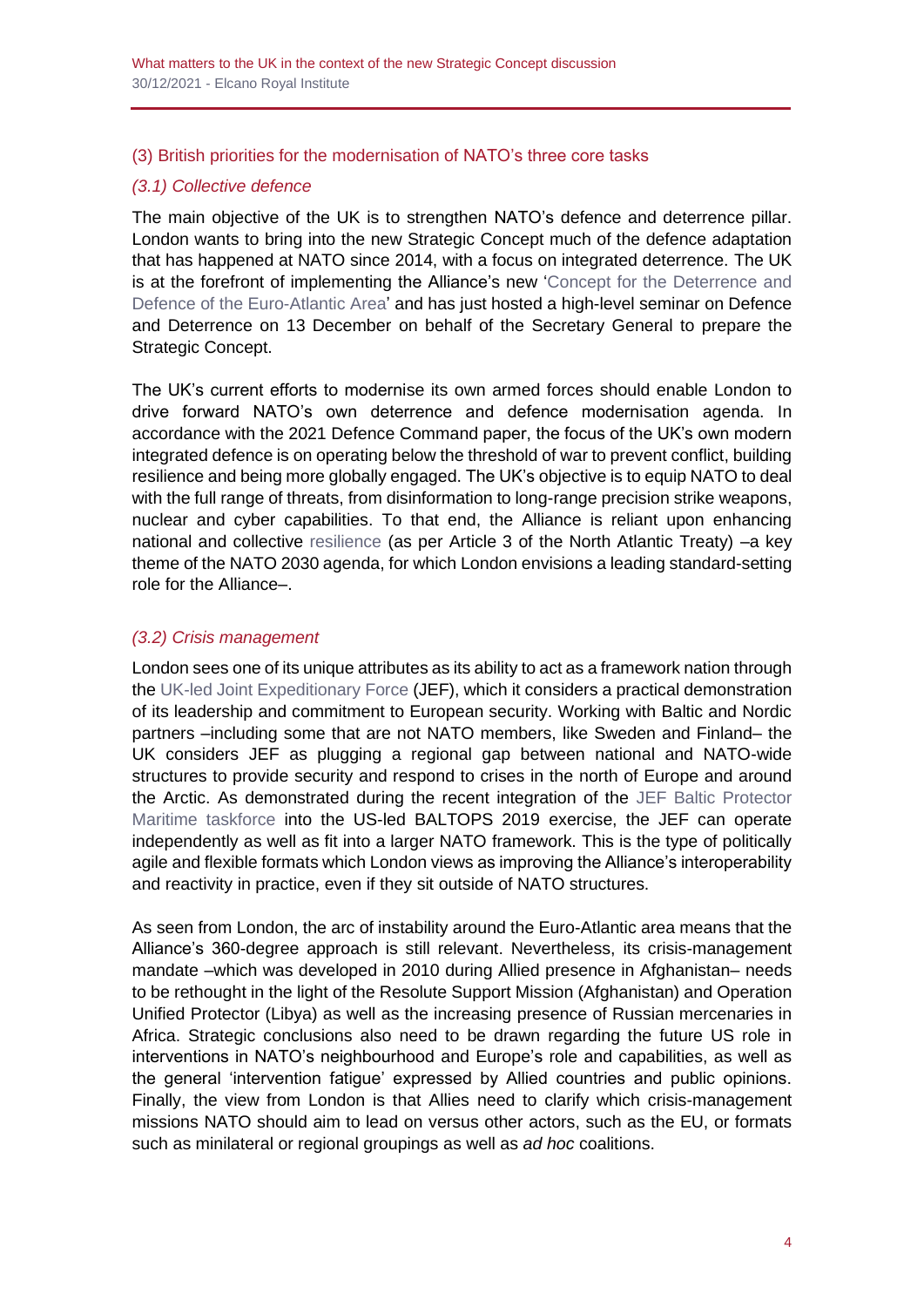## (3) British priorities for the modernisation of NATO's three core tasks

### *(3.1) Collective defence*

The main objective of the UK is to strengthen NATO's defence and deterrence pillar. London wants to bring into the new Strategic Concept much of the defence adaptation that has happened at NATO since 2014, with a focus on integrated deterrence. The UK is at the forefront of implementing the Alliance's new 'Concept for the Deterrence and Defence of the Euro-Atlantic Area' and has just hosted a high-level seminar on Defence and Deterrence on 13 December on behalf of the Secretary General to prepare the Strategic Concept.

The UK's current efforts to modernise its own armed forces should enable London to drive forward NATO's own deterrence and defence modernisation agenda. In accordance with the 2021 Defence Command paper, the focus of the UK's own modern integrated defence is on operating below the threshold of war to prevent conflict, building resilience and being more globally engaged. The UK's objective is to equip NATO to deal with the full range of threats, from disinformation to long-range precision strike weapons, nuclear and cyber capabilities. To that end, the Alliance is reliant upon enhancing national and collective resilience (as per Article 3 of the North Atlantic Treaty) –a key theme of the NATO 2030 agenda, for which London envisions a leading standard-setting role for the Alliance–.

### *(3.2) Crisis management*

London sees one of its unique attributes as its ability to act as a framework nation through the UK-led Joint Expeditionary Force (JEF), which it considers a practical demonstration of its leadership and commitment to European security. Working with Baltic and Nordic partners –including some that are not NATO members, like Sweden and Finland– the UK considers JEF as plugging a regional gap between national and NATO-wide structures to provide security and respond to crises in the north of Europe and around the Arctic. As demonstrated during the recent integration of the JEF Baltic Protector Maritime taskforce into the US-led BALTOPS 2019 exercise, the JEF can operate independently as well as fit into a larger NATO framework. This is the type of politically agile and flexible formats which London views as improving the Alliance's interoperability and reactivity in practice, even if they sit outside of NATO structures.

As seen from London, the arc of instability around the Euro-Atlantic area means that the Alliance's 360-degree approach is still relevant. Nevertheless, its crisis-management mandate –which was developed in 2010 during Allied presence in Afghanistan– needs to be rethought in the light of the Resolute Support Mission (Afghanistan) and Operation Unified Protector (Libya) as well as the increasing presence of Russian mercenaries in Africa. Strategic conclusions also need to be drawn regarding the future US role in interventions in NATO's neighbourhood and Europe's role and capabilities, as well as the general 'intervention fatigue' expressed by Allied countries and public opinions. Finally, the view from London is that Allies need to clarify which crisis-management missions NATO should aim to lead on versus other actors, such as the EU, or formats such as minilateral or regional groupings as well as *ad hoc* coalitions.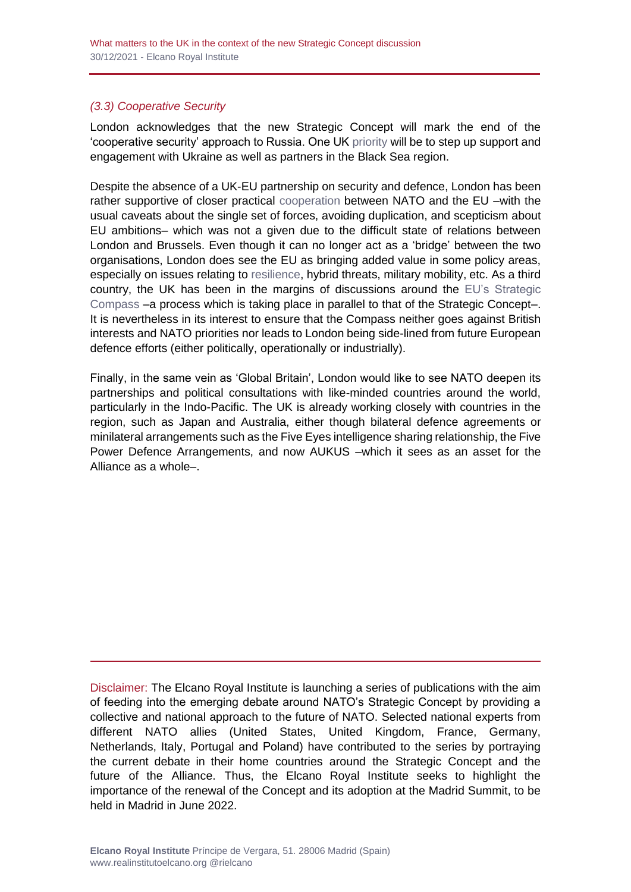### *(3.3) Cooperative Security*

London acknowledges that the new Strategic Concept will mark the end of the 'cooperative security' approach to Russia. One UK priority will be to step up support and engagement with Ukraine as well as partners in the Black Sea region.

Despite the absence of a UK-EU partnership on security and defence, London has been rather supportive of closer practical cooperation between NATO and the EU –with the usual caveats about the single set of forces, avoiding duplication, and scepticism about EU ambitions– which was not a given due to the difficult state of relations between London and Brussels. Even though it can no longer act as a 'bridge' between the two organisations, London does see the EU as bringing added value in some policy areas, especially on issues relating to resilience, hybrid threats, military mobility, etc. As a third country, the UK has been in the margins of discussions around the EU's Strategic Compass –a process which is taking place in parallel to that of the Strategic Concept–. It is nevertheless in its interest to ensure that the Compass neither goes against British interests and NATO priorities nor leads to London being side-lined from future European defence efforts (either politically, operationally or industrially).

Finally, in the same vein as 'Global Britain', London would like to see NATO deepen its partnerships and political consultations with like-minded countries around the world, particularly in the Indo-Pacific. The UK is already working closely with countries in the region, such as Japan and Australia, either though bilateral defence agreements or minilateral arrangements such as the Five Eyes intelligence sharing relationship, the Five Power Defence Arrangements, and now AUKUS –which it sees as an asset for the Alliance as a whole–.

---

Disclaimer: The Elcano Royal Institute is launching a series of publications with the aim of feeding into the emerging debate around NATO's Strategic Concept by providing a collective and national approach to the future of NATO. Selected national experts from different NATO allies (United States, United Kingdom, France, Germany, Netherlands, Italy, Portugal and Poland) have contributed to the series by portraying the current debate in their home countries around the Strategic Concept and the future of the Alliance. Thus, the Elcano Royal Institute seeks to highlight the importance of the renewal of the Concept and its adoption at the Madrid Summit, to be held in Madrid in June 2022.